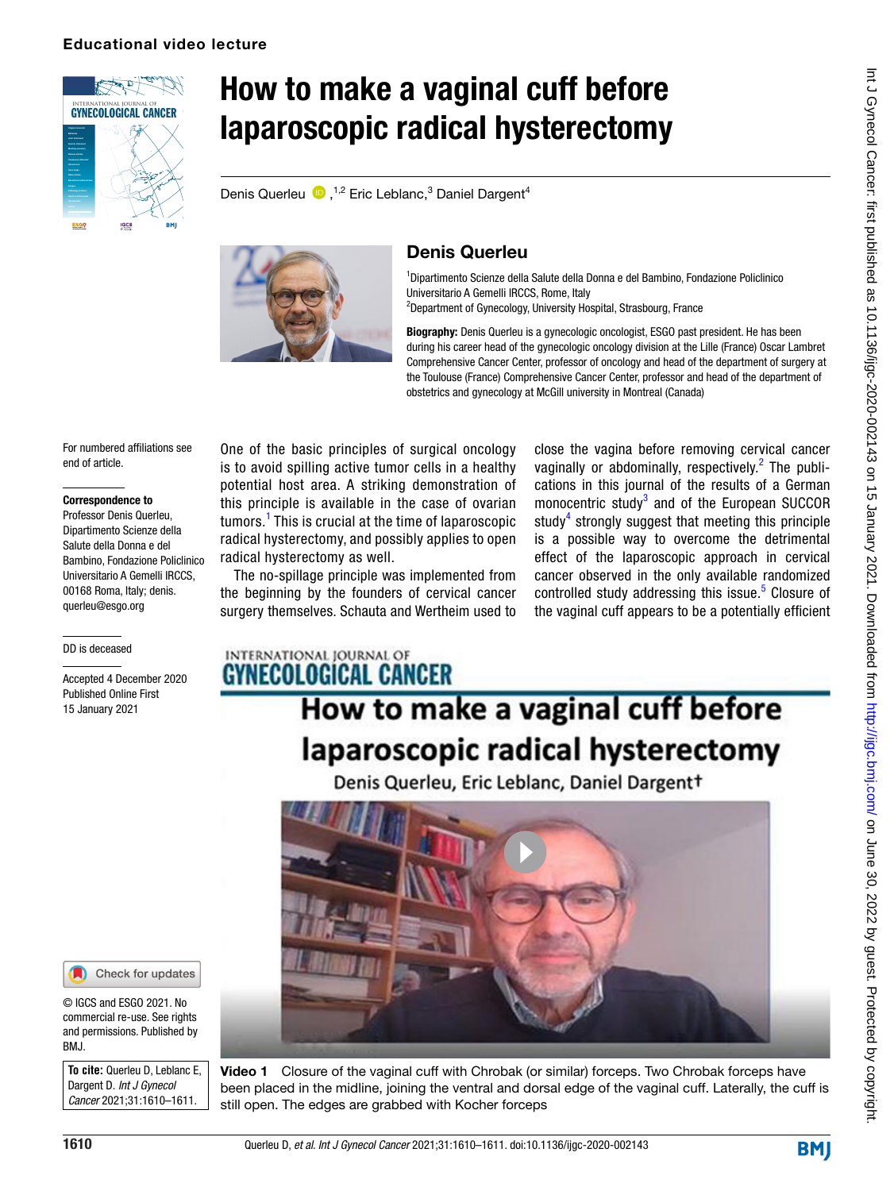Educational video lecture

# How to make a vaginal cuff before laparoscopic radical hysterectomy

Denis Querleu,[1,2] Eric Leblanc,[3] Daniel Dargent[4]

## Denis Querleu

[1]Dipartimento Scienze della Salute della Donna e del Bambino, Fondazione Policlinico Universitario A Gemelli IRCCS, Rome, Italy
[2]Department of Gynecology, University Hospital, Strasbourg, France

**Biography:** Denis Querleu is a gynecologic oncologist, ESGO past president. He has been during his career head of the gynecologic oncology division at the Lille (France) Oscar Lambret Comprehensive Cancer Center, professor of oncology and head of the department of surgery at the Toulouse (France) Comprehensive Cancer Center, professor and head of the department of obstetrics and gynecology at McGill university in Montreal (Canada)

For numbered affiliations see end of article.

**Correspondence to**
Professor Denis Querleu, Dipartimento Scienze della Salute della Donna e del Bambino, Fondazione Policlinico Universitario A Gemelli IRCCS, 00168 Roma, Italy; denis.querleu@esgo.org

DD is deceased

Accepted 4 December 2020
Published Online First 15 January 2021

© IGCS and ESGO 2021. No commercial re-use. See rights and permissions. Published by BMJ.

**To cite:** Querleu D, Leblanc E, Dargent D. *Int J Gynecol Cancer* 2021;31:1610–1611.

One of the basic principles of surgical oncology is to avoid spilling active tumor cells in a healthy potential host area. A striking demonstration of this principle is available in the case of ovarian tumors.[1] This is crucial at the time of laparoscopic radical hysterectomy, and possibly applies to open radical hysterectomy as well.

The no-spillage principle was implemented from the beginning by the founders of cervical cancer surgery themselves. Schauta and Wertheim used to close the vagina before removing cervical cancer vaginally or abdominally, respectively.[2] The publications in this journal of the results of a German monocentric study[3] and of the European SUCCOR study[4] strongly suggest that meeting this principle is a possible way to overcome the detrimental effect of the laparoscopic approach in cervical cancer observed in the only available randomized controlled study addressing this issue.[5] Closure of the vaginal cuff appears to be a potentially efficient

**Video 1** Closure of the vaginal cuff with Chrobak (or similar) forceps. Two Chrobak forceps have been placed in the midline, joining the ventral and dorsal edge of the vaginal cuff. Laterally, the cuff is still open. The edges are grabbed with Kocher forceps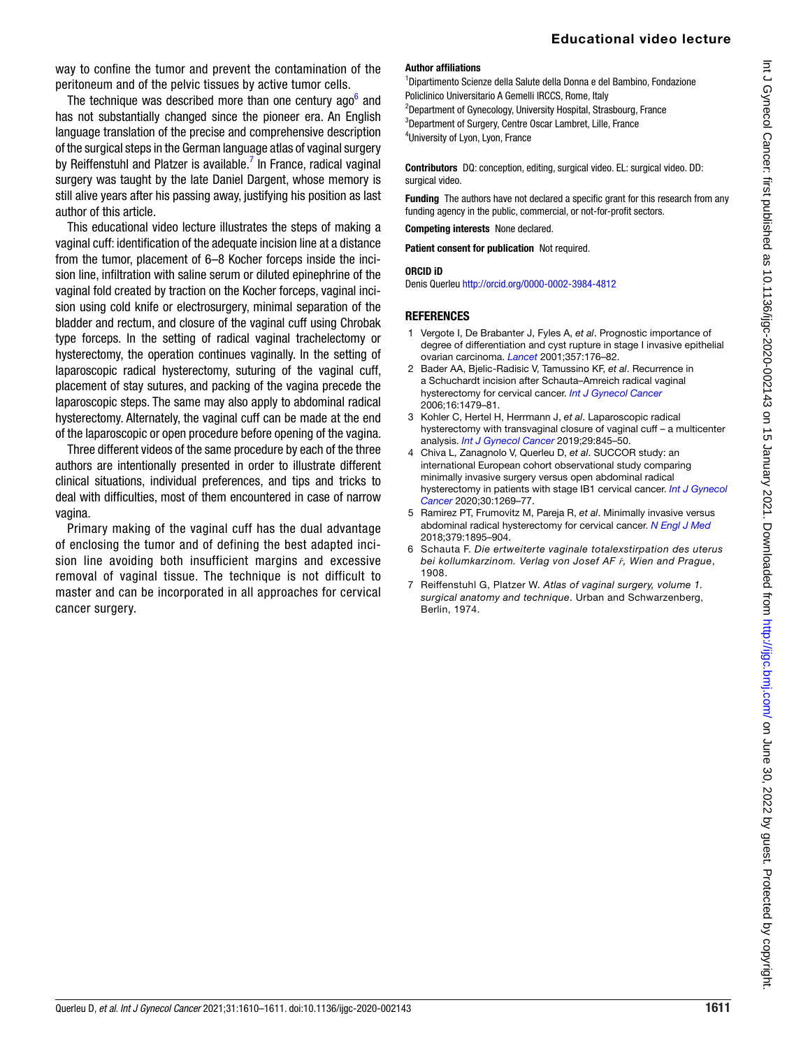way to confine the tumor and prevent the contamination of the peritoneum and of the pelvic tissues by active tumor cells.

The technique was described more than one century ago[6] and has not substantially changed since the pioneer era. An English language translation of the precise and comprehensive description of the surgical steps in the German language atlas of vaginal surgery by Reiffenstuhl and Platzer is available.[7] In France, radical vaginal surgery was taught by the late Daniel Dargent, whose memory is still alive years after his passing away, justifying his position as last author of this article.

This educational video lecture illustrates the steps of making a vaginal cuff: identification of the adequate incision line at a distance from the tumor, placement of 6–8 Kocher forceps inside the incision line, infiltration with saline serum or diluted epinephrine of the vaginal fold created by traction on the Kocher forceps, vaginal incision using cold knife or electrosurgery, minimal separation of the bladder and rectum, and closure of the vaginal cuff using Chrobak type forceps. In the setting of radical vaginal trachelectomy or hysterectomy, the operation continues vaginally. In the setting of laparoscopic radical hysterectomy, suturing of the vaginal cuff, placement of stay sutures, and packing of the vagina precede the laparoscopic steps. The same may also apply to abdominal radical hysterectomy. Alternately, the vaginal cuff can be made at the end of the laparoscopic or open procedure before opening of the vagina.

Three different videos of the same procedure by each of the three authors are intentionally presented in order to illustrate different clinical situations, individual preferences, and tips and tricks to deal with difficulties, most of them encountered in case of narrow vagina.

Primary making of the vaginal cuff has the dual advantage of enclosing the tumor and of defining the best adapted incision line avoiding both insufficient margins and excessive removal of vaginal tissue. The technique is not difficult to master and can be incorporated in all approaches for cervical cancer surgery.

**Author affiliations**

[1]Dipartimento Scienze della Salute della Donna e del Bambino, Fondazione Policlinico Universitario A Gemelli IRCCS, Rome, Italy
[2]Department of Gynecology, University Hospital, Strasbourg, France
[3]Department of Surgery, Centre Oscar Lambret, Lille, France
[4]University of Lyon, Lyon, France

**Contributors** DQ: conception, editing, surgical video. EL: surgical video. DD: surgical video.

**Funding** The authors have not declared a specific grant for this research from any funding agency in the public, commercial, or not-for-profit sectors.

**Competing interests** None declared.

**Patient consent for publication** Not required.

**ORCID iD**

Denis Querleu http://orcid.org/0000-0002-3984-4812

## REFERENCES

1. Vergote I, De Brabanter J, Fyles A, *et al*. Prognostic importance of degree of differentiation and cyst rupture in stage I invasive epithelial ovarian carcinoma. *Lancet* 2001;357:176–82.
2. Bader AA, Bjelic-Radisic V, Tamussino KF, *et al*. Recurrence in a Schuchardt incision after Schauta–Amreich radical vaginal hysterectomy for cervical cancer. *Int J Gynecol Cancer* 2006;16:1479–81.
3. Kohler C, Hertel H, Herrmann J, *et al*. Laparoscopic radical hysterectomy with transvaginal closure of vaginal cuff – a multicenter analysis. *Int J Gynecol Cancer* 2019;29:845–50.
4. Chiva L, Zanagnolo V, Querleu D, *et al*. SUCCOR study: an international European cohort observational study comparing minimally invasive surgery versus open abdominal radical hysterectomy in patients with stage IB1 cervical cancer. *Int J Gynecol Cancer* 2020;30:1269–77.
5. Ramirez PT, Frumovitz M, Pareja R, *et al*. Minimally invasive versus abdominal radical hysterectomy for cervical cancer. *N Engl J Med* 2018;379:1895–904.
6. Schauta F. *Die erweiterte vaginale totalexstirpation des uterus bei kollumkarzinom. Verlag von Josef AF ï, Wien and Prague*, 1908.
7. Reiffenstuhl G, Platzer W. *Atlas of vaginal surgery, volume 1. surgical anatomy and technique*. Urban and Schwarzenberg, Berlin, 1974.